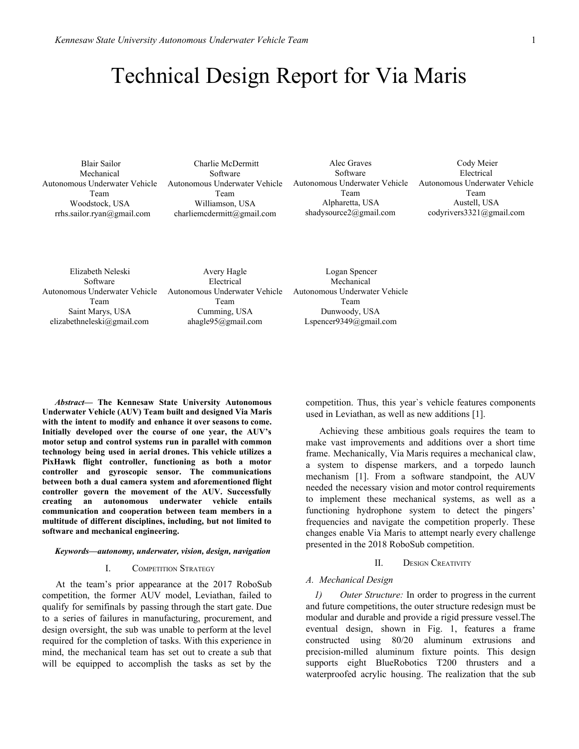# Technical Design Report for Via Maris

Blair Sailor
Mechanical
Autonomous Underwater Vehicle Team
Woodstock, USA
rrhs.sailor.ryan@gmail.com

Charlie McDermitt
Software
Autonomous Underwater Vehicle Team
Williamson, USA
charliemcdermitt@gmail.com

Alec Graves
Software
Autonomous Underwater Vehicle Team
Alpharetta, USA
shadysource2@gmail.com

Cody Meier
Electrical
Autonomous Underwater Vehicle Team
Austell, USA
codyrivers3321@gmail.com

Elizabeth Neleski
Software
Autonomous Underwater Vehicle Team
Saint Marys, USA
elizabethneleski@gmail.com

Avery Hagle
Electrical
Autonomous Underwater Vehicle Team
Cumming, USA
ahagle95@gmail.com

Logan Spencer
Mechanical
Autonomous Underwater Vehicle Team
Dunwoody, USA
Lspencer9349@gmail.com

***Abstract*— The Kennesaw State University Autonomous Underwater Vehicle (AUV) Team built and designed Via Maris with the intent to modify and enhance it over seasons to come. Initially developed over the course of one year, the AUV's motor setup and control systems run in parallel with common technology being used in aerial drones. This vehicle utilizes a PixHawk flight controller, functioning as both a motor controller and gyroscopic sensor. The communications between both a dual camera system and aforementioned flight controller govern the movement of the AUV. Successfully creating an autonomous underwater vehicle entails communication and cooperation between team members in a multitude of different disciplines, including, but not limited to software and mechanical engineering.**

***Keywords—autonomy, underwater, vision, design, navigation***

## I. Competition Strategy

At the team's prior appearance at the 2017 RoboSub competition, the former AUV model, Leviathan, failed to qualify for semifinals by passing through the start gate. Due to a series of failures in manufacturing, procurement, and design oversight, the sub was unable to perform at the level required for the completion of tasks. With this experience in mind, the mechanical team has set out to create a sub that will be equipped to accomplish the tasks as set by the competition. Thus, this year`s vehicle features components used in Leviathan, as well as new additions [1].

Achieving these ambitious goals requires the team to make vast improvements and additions over a short time frame. Mechanically, Via Maris requires a mechanical claw, a system to dispense markers, and a torpedo launch mechanism [1]. From a software standpoint, the AUV needed the necessary vision and motor control requirements to implement these mechanical systems, as well as a functioning hydrophone system to detect the pingers' frequencies and navigate the competition properly. These changes enable Via Maris to attempt nearly every challenge presented in the 2018 RoboSub competition.

## II. Design Creativity

### *A. Mechanical Design*

*1) Outer Structure:* In order to progress in the current and future competitions, the outer structure redesign must be modular and durable and provide a rigid pressure vessel.The eventual design, shown in Fig. 1, features a frame constructed using 80/20 aluminum extrusions and precision-milled aluminum fixture points. This design supports eight BlueRobotics T200 thrusters and a waterproofed acrylic housing. The realization that the sub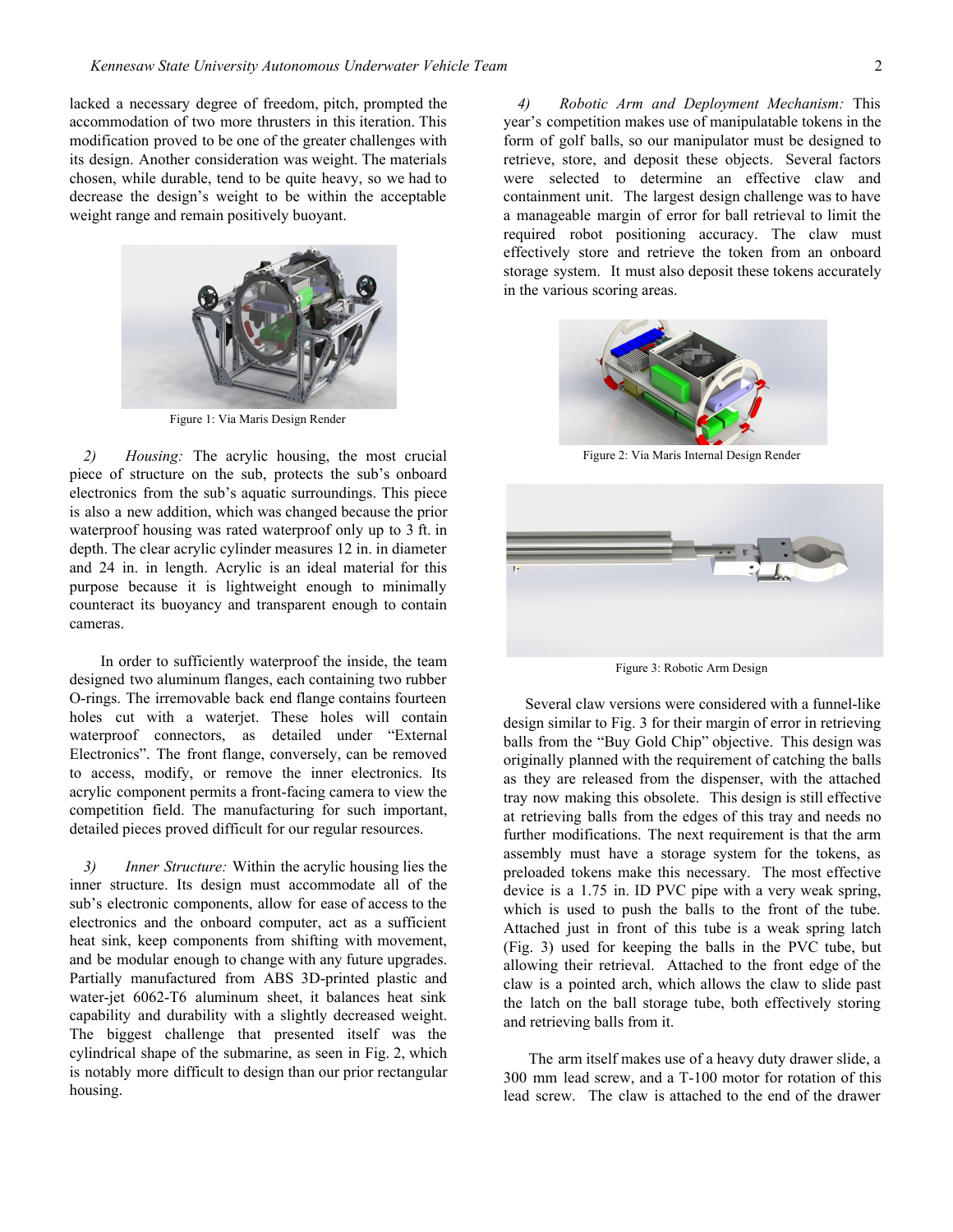lacked a necessary degree of freedom, pitch, prompted the accommodation of two more thrusters in this iteration. This modification proved to be one of the greater challenges with its design. Another consideration was weight. The materials chosen, while durable, tend to be quite heavy, so we had to decrease the design's weight to be within the acceptable weight range and remain positively buoyant.

Figure 1: Via Maris Design Render

*2) Housing:* The acrylic housing, the most crucial piece of structure on the sub, protects the sub's onboard electronics from the sub's aquatic surroundings. This piece is also a new addition, which was changed because the prior waterproof housing was rated waterproof only up to 3 ft. in depth. The clear acrylic cylinder measures 12 in. in diameter and 24 in. in length. Acrylic is an ideal material for this purpose because it is lightweight enough to minimally counteract its buoyancy and transparent enough to contain cameras.

In order to sufficiently waterproof the inside, the team designed two aluminum flanges, each containing two rubber O-rings. The irremovable back end flange contains fourteen holes cut with a waterjet. These holes will contain waterproof connectors, as detailed under "External Electronics". The front flange, conversely, can be removed to access, modify, or remove the inner electronics. Its acrylic component permits a front-facing camera to view the competition field. The manufacturing for such important, detailed pieces proved difficult for our regular resources.

*3) Inner Structure:* Within the acrylic housing lies the inner structure. Its design must accommodate all of the sub's electronic components, allow for ease of access to the electronics and the onboard computer, act as a sufficient heat sink, keep components from shifting with movement, and be modular enough to change with any future upgrades. Partially manufactured from ABS 3D-printed plastic and water-jet 6062-T6 aluminum sheet, it balances heat sink capability and durability with a slightly decreased weight. The biggest challenge that presented itself was the cylindrical shape of the submarine, as seen in Fig. 2, which is notably more difficult to design than our prior rectangular housing.

*4) Robotic Arm and Deployment Mechanism:* This year's competition makes use of manipulatable tokens in the form of golf balls, so our manipulator must be designed to retrieve, store, and deposit these objects. Several factors were selected to determine an effective claw and containment unit. The largest design challenge was to have a manageable margin of error for ball retrieval to limit the required robot positioning accuracy. The claw must effectively store and retrieve the token from an onboard storage system. It must also deposit these tokens accurately in the various scoring areas.

Figure 2: Via Maris Internal Design Render

Figure 3: Robotic Arm Design

Several claw versions were considered with a funnel-like design similar to Fig. 3 for their margin of error in retrieving balls from the "Buy Gold Chip" objective. This design was originally planned with the requirement of catching the balls as they are released from the dispenser, with the attached tray now making this obsolete. This design is still effective at retrieving balls from the edges of this tray and needs no further modifications. The next requirement is that the arm assembly must have a storage system for the tokens, as preloaded tokens make this necessary. The most effective device is a 1.75 in. ID PVC pipe with a very weak spring, which is used to push the balls to the front of the tube. Attached just in front of this tube is a weak spring latch (Fig. 3) used for keeping the balls in the PVC tube, but allowing their retrieval. Attached to the front edge of the claw is a pointed arch, which allows the claw to slide past the latch on the ball storage tube, both effectively storing and retrieving balls from it.

The arm itself makes use of a heavy duty drawer slide, a 300 mm lead screw, and a T-100 motor for rotation of this lead screw. The claw is attached to the end of the drawer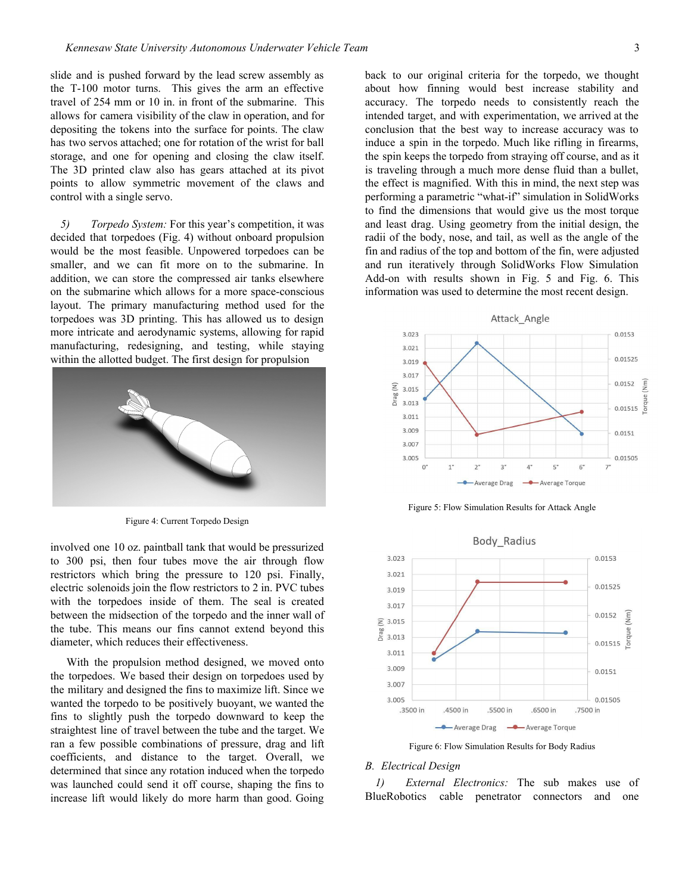slide and is pushed forward by the lead screw assembly as the T-100 motor turns. This gives the arm an effective travel of 254 mm or 10 in. in front of the submarine. This allows for camera visibility of the claw in operation, and for depositing the tokens into the surface for points. The claw has two servos attached; one for rotation of the wrist for ball storage, and one for opening and closing the claw itself. The 3D printed claw also has gears attached at its pivot points to allow symmetric movement of the claws and control with a single servo.

*5) Torpedo System:* For this year's competition, it was decided that torpedoes (Fig. 4) without onboard propulsion would be the most feasible. Unpowered torpedoes can be smaller, and we can fit more on to the submarine. In addition, we can store the compressed air tanks elsewhere on the submarine which allows for a more space-conscious layout. The primary manufacturing method used for the torpedoes was 3D printing. This has allowed us to design more intricate and aerodynamic systems, allowing for rapid manufacturing, redesigning, and testing, while staying within the allotted budget. The first design for propulsion involved one 10 oz. paintball tank that would be pressurized to 300 psi, then four tubes move the air through flow restrictors which bring the pressure to 120 psi. Finally, electric solenoids join the flow restrictors to 2 in. PVC tubes with the torpedoes inside of them. The seal is created between the midsection of the torpedo and the inner wall of the tube. This means our fins cannot extend beyond this diameter, which reduces their effectiveness.

Figure 4: Current Torpedo Design

With the propulsion method designed, we moved onto the torpedoes. We based their design on torpedoes used by the military and designed the fins to maximize lift. Since we wanted the torpedo to be positively buoyant, we wanted the fins to slightly push the torpedo downward to keep the straightest line of travel between the tube and the target. We ran a few possible combinations of pressure, drag and lift coefficients, and distance to the target. Overall, we determined that since any rotation induced when the torpedo was launched could send it off course, shaping the fins to increase lift would likely do more harm than good. Going back to our original criteria for the torpedo, we thought about how finning would best increase stability and accuracy. The torpedo needs to consistently reach the intended target, and with experimentation, we arrived at the conclusion that the best way to increase accuracy was to induce a spin in the torpedo. Much like rifling in firearms, the spin keeps the torpedo from straying off course, and as it is traveling through a much more dense fluid than a bullet, the effect is magnified. With this in mind, the next step was performing a parametric "what-if" simulation in SolidWorks to find the dimensions that would give us the most torque and least drag. Using geometry from the initial design, the radii of the body, nose, and tail, as well as the angle of the fin and radius of the top and bottom of the fin, were adjusted and run iteratively through SolidWorks Flow Simulation Add-on with results shown in Fig. 5 and Fig. 6. This information was used to determine the most recent design.

Figure 5: Flow Simulation Results for Attack Angle

Figure 6: Flow Simulation Results for Body Radius

## B. Electrical Design

*1) External Electronics:* The sub makes use of BlueRobotics cable penetrator connectors and one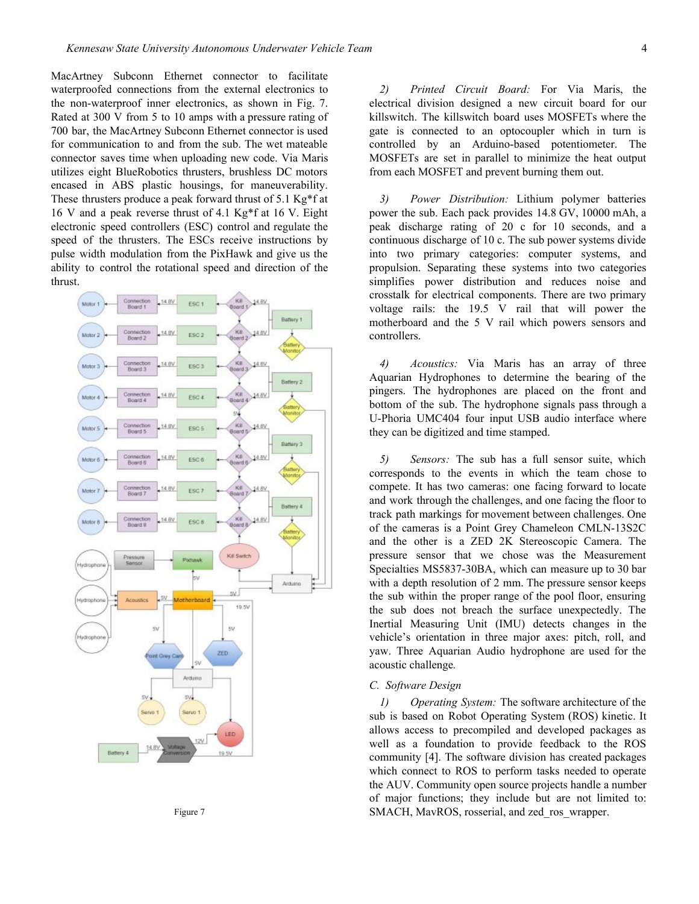MacArtney Subconn Ethernet connector to facilitate waterproofed connections from the external electronics to the non-waterproof inner electronics, as shown in Fig. 7. Rated at 300 V from 5 to 10 amps with a pressure rating of 700 bar, the MacArtney Subconn Ethernet connector is used for communication to and from the sub. The wet mateable connector saves time when uploading new code. Via Maris utilizes eight BlueRobotics thrusters, brushless DC motors encased in ABS plastic housings, for maneuverability. These thrusters produce a peak forward thrust of 5.1 Kg*f at 16 V and a peak reverse thrust of 4.1 Kg*f at 16 V. Eight electronic speed controllers (ESC) control and regulate the speed of the thrusters. The ESCs receive instructions by pulse width modulation from the PixHawk and give us the ability to control the rotational speed and direction of the thrust.

Figure 7

*2) Printed Circuit Board:* For Via Maris, the electrical division designed a new circuit board for our killswitch. The killswitch board uses MOSFETs where the gate is connected to an optocoupler which in turn is controlled by an Arduino-based potentiometer. The MOSFETs are set in parallel to minimize the heat output from each MOSFET and prevent burning them out.

*3) Power Distribution:* Lithium polymer batteries power the sub. Each pack provides 14.8 GV, 10000 mAh, a peak discharge rating of 20 c for 10 seconds, and a continuous discharge of 10 c. The sub power systems divide into two primary categories: computer systems, and propulsion. Separating these systems into two categories simplifies power distribution and reduces noise and crosstalk for electrical components. There are two primary voltage rails: the 19.5 V rail that will power the motherboard and the 5 V rail which powers sensors and controllers.

*4) Acoustics:* Via Maris has an array of three Aquarian Hydrophones to determine the bearing of the pingers. The hydrophones are placed on the front and bottom of the sub. The hydrophone signals pass through a U-Phoria UMC404 four input USB audio interface where they can be digitized and time stamped.

*5) Sensors:* The sub has a full sensor suite, which corresponds to the events in which the team chose to compete. It has two cameras: one facing forward to locate and work through the challenges, and one facing the floor to track path markings for movement between challenges. One of the cameras is a Point Grey Chameleon CMLN-13S2C and the other is a ZED 2K Stereoscopic Camera. The pressure sensor that we chose was the Measurement Specialties MS5837-30BA, which can measure up to 30 bar with a depth resolution of 2 mm. The pressure sensor keeps the sub within the proper range of the pool floor, ensuring the sub does not breach the surface unexpectedly. The Inertial Measuring Unit (IMU) detects changes in the vehicle's orientation in three major axes: pitch, roll, and yaw. Three Aquarian Audio hydrophone are used for the acoustic challenge.

### C. Software Design

*1) Operating System:* The software architecture of the sub is based on Robot Operating System (ROS) kinetic. It allows access to precompiled and developed packages as well as a foundation to provide feedback to the ROS community [4]. The software division has created packages which connect to ROS to perform tasks needed to operate the AUV. Community open source projects handle a number of major functions; they include but are not limited to: SMACH, MavROS, rosserial, and zed_ros_wrapper.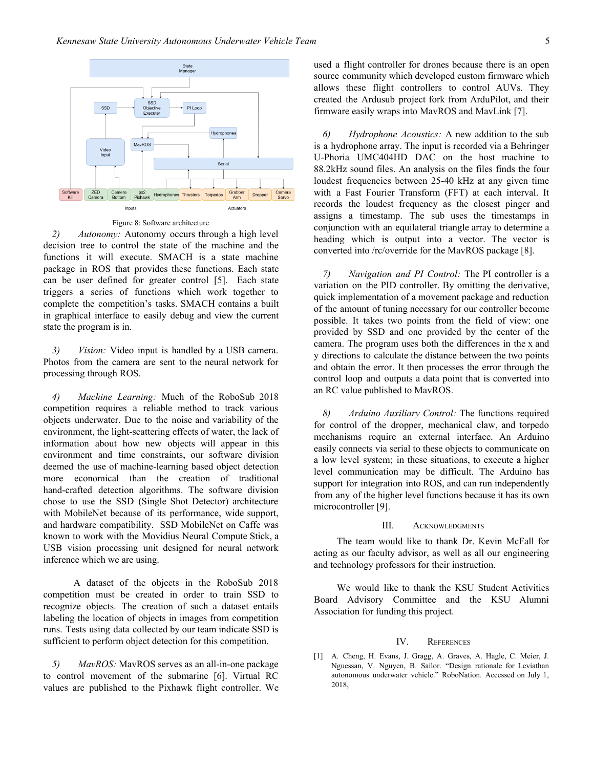Figure 8: Software architecture

2) *Autonomy:* Autonomy occurs through a high level decision tree to control the state of the machine and the functions it will execute. SMACH is a state machine package in ROS that provides these functions. Each state can be user defined for greater control [5]. Each state triggers a series of functions which work together to complete the competition's tasks. SMACH contains a built in graphical interface to easily debug and view the current state the program is in.

3) *Vision:* Video input is handled by a USB camera. Photos from the camera are sent to the neural network for processing through ROS.

4) *Machine Learning:* Much of the RoboSub 2018 competition requires a reliable method to track various objects underwater. Due to the noise and variability of the environment, the light-scattering effects of water, the lack of information about how new objects will appear in this environment and time constraints, our software division deemed the use of machine-learning based object detection more economical than the creation of traditional hand-crafted detection algorithms. The software division chose to use the SSD (Single Shot Detector) architecture with MobileNet because of its performance, wide support, and hardware compatibility. SSD MobileNet on Caffe was known to work with the Movidius Neural Compute Stick, a USB vision processing unit designed for neural network inference which we are using.

A dataset of the objects in the RoboSub 2018 competition must be created in order to train SSD to recognize objects. The creation of such a dataset entails labeling the location of objects in images from competition runs. Tests using data collected by our team indicate SSD is sufficient to perform object detection for this competition.

5) *MavROS:* MavROS serves as an all-in-one package to control movement of the submarine [6]. Virtual RC values are published to the Pixhawk flight controller. We used a flight controller for drones because there is an open source community which developed custom firmware which allows these flight controllers to control AUVs. They created the Ardusub project fork from ArduPilot, and their firmware easily wraps into MavROS and MavLink [7].

6) *Hydrophone Acoustics:* A new addition to the sub is a hydrophone array. The input is recorded via a Behringer U-Phoria UMC404HD DAC on the host machine to 88.2kHz sound files. An analysis on the files finds the four loudest frequencies between 25-40 kHz at any given time with a Fast Fourier Transform (FFT) at each interval. It records the loudest frequency as the closest pinger and assigns a timestamp. The sub uses the timestamps in conjunction with an equilateral triangle array to determine a heading which is output into a vector. The vector is converted into /rc/override for the MavROS package [8].

7) *Navigation and PI Control:* The PI controller is a variation on the PID controller. By omitting the derivative, quick implementation of a movement package and reduction of the amount of tuning necessary for our controller become possible. It takes two points from the field of view: one provided by SSD and one provided by the center of the camera. The program uses both the differences in the x and y directions to calculate the distance between the two points and obtain the error. It then processes the error through the control loop and outputs a data point that is converted into an RC value published to MavROS.

8) *Arduino Auxiliary Control:* The functions required for control of the dropper, mechanical claw, and torpedo mechanisms require an external interface. An Arduino easily connects via serial to these objects to communicate on a low level system; in these situations, to execute a higher level communication may be difficult. The Arduino has support for integration into ROS, and can run independently from any of the higher level functions because it has its own microcontroller [9].

## III. Acknowledgments

The team would like to thank Dr. Kevin McFall for acting as our faculty advisor, as well as all our engineering and technology professors for their instruction.

We would like to thank the KSU Student Activities Board Advisory Committee and the KSU Alumni Association for funding this project.

## IV. References

[1] A. Cheng, H. Evans, J. Gragg, A. Graves, A. Hagle, C. Meier, J. Nguessan, V. Nguyen, B. Sailor. "Design rationale for Leviathan autonomous underwater vehicle." RoboNation. Accessed on July 1, 2018,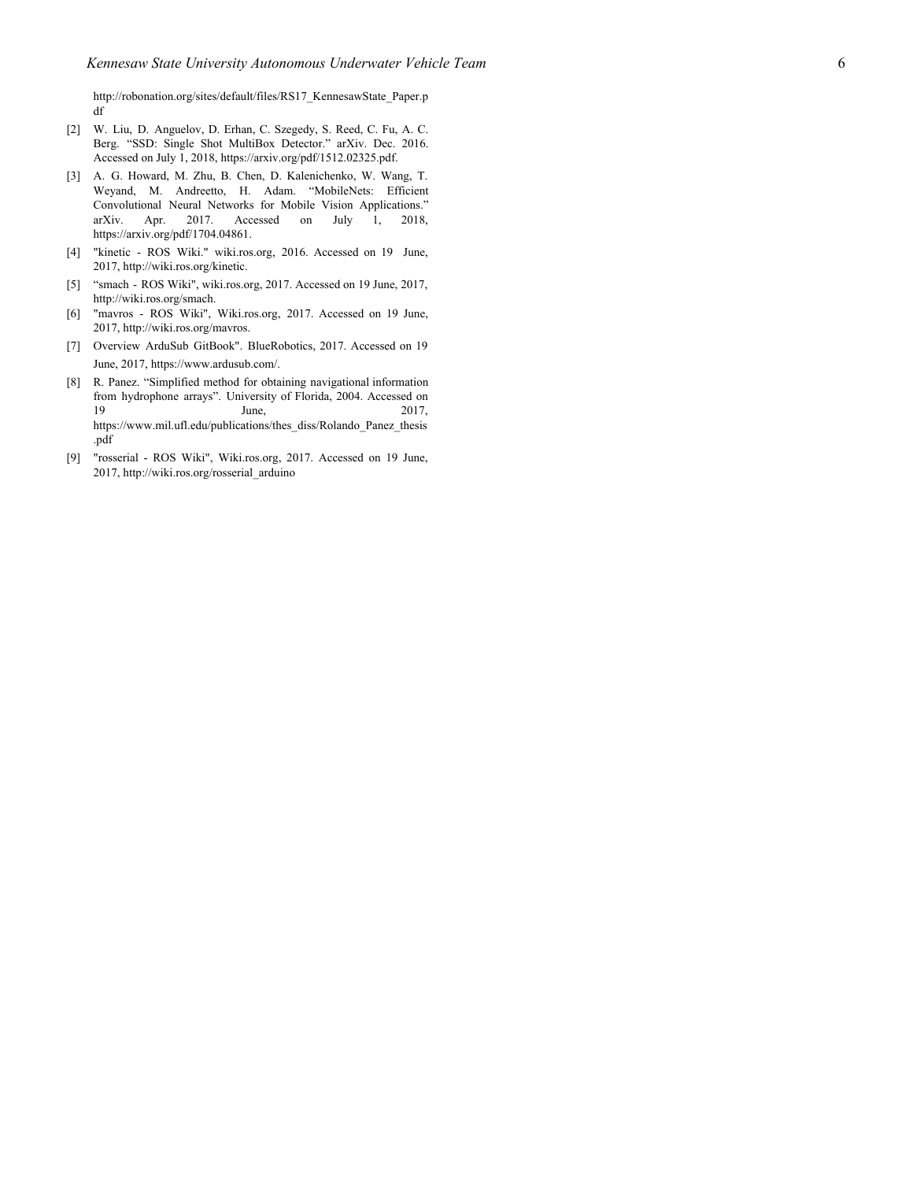http://robonation.org/sites/default/files/RS17_KennesawState_Paper.pdf

[2] W. Liu, D. Anguelov, D. Erhan, C. Szegedy, S. Reed, C. Fu, A. C. Berg. "SSD: Single Shot MultiBox Detector." arXiv. Dec. 2016. Accessed on July 1, 2018, https://arxiv.org/pdf/1512.02325.pdf.

[3] A. G. Howard, M. Zhu, B. Chen, D. Kalenichenko, W. Wang, T. Weyand, M. Andreetto, H. Adam. "MobileNets: Efficient Convolutional Neural Networks for Mobile Vision Applications." arXiv. Apr. 2017. Accessed on July 1, 2018, https://arxiv.org/pdf/1704.04861.

[4] "kinetic - ROS Wiki." wiki.ros.org, 2016. Accessed on 19 June, 2017, http://wiki.ros.org/kinetic.

[5] "smach - ROS Wiki", wiki.ros.org, 2017. Accessed on 19 June, 2017, http://wiki.ros.org/smach.

[6] "mavros - ROS Wiki", Wiki.ros.org, 2017. Accessed on 19 June, 2017, http://wiki.ros.org/mavros.

[7] Overview ArduSub GitBook". BlueRobotics, 2017. Accessed on 19 June, 2017, https://www.ardusub.com/.

[8] R. Panez. "Simplified method for obtaining navigational information from hydrophone arrays". University of Florida, 2004. Accessed on 19 June, 2017, https://www.mil.ufl.edu/publications/thes_diss/Rolando_Panez_thesis.pdf

[9] "rosserial - ROS Wiki", Wiki.ros.org, 2017. Accessed on 19 June, 2017, http://wiki.ros.org/rosserial_arduino